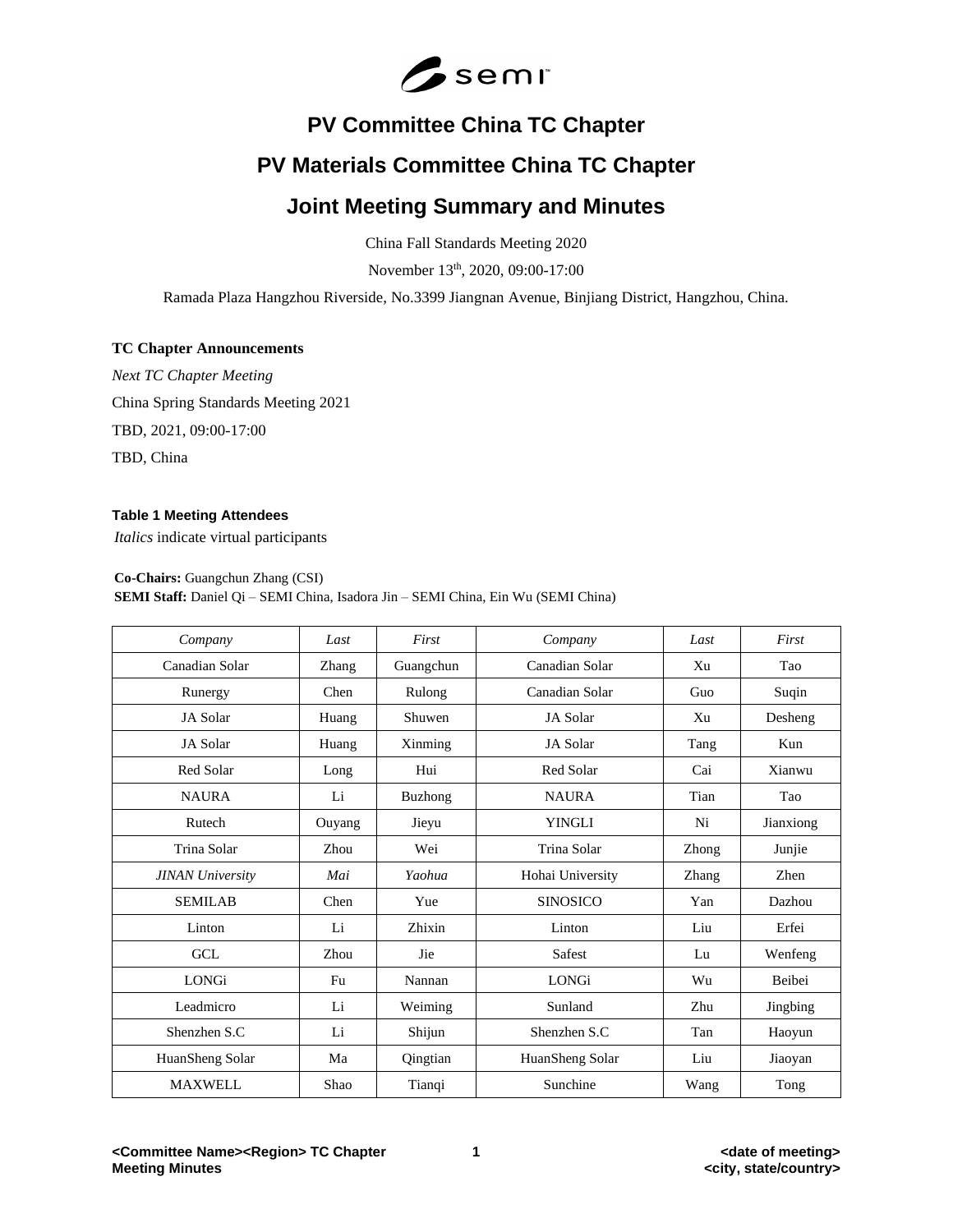# PV Committee China TC Chapter

# PV Materials Committee China TC Chapter

# Joint Meeting Summary and Minutes

China Fall Standards Meeting 2020

November 13th, 2020, 09:00-17:00

Ramada Plaza Hangzhou Riverside, No.3399 Jiangnan Avenue, Binjiang District, Hangzhou, China.

**TC Chapter Announcements**

*Next TC Chapter Meeting*

China Spring Standards Meeting 2021

TBD, 2021, 09:00-17:00

TBD, China

**Table 1 Meeting Attendees**

*Italics* indicate virtual participants

**Co-Chairs:** Guangchun Zhang (CSI)

**SEMI Staff:** Daniel Qi – SEMI China, Isadora Jin – SEMI China, Ein Wu (SEMI China)

| *Company* | *Last* | *First* | *Company* | *Last* | *First* |
|---|---|---|---|---|---|
| Canadian Solar | Zhang | Guangchun | Canadian Solar | Xu | Tao |
| Runergy | Chen | Rulong | Canadian Solar | Guo | Suqin |
| JA Solar | Huang | Shuwen | JA Solar | Xu | Desheng |
| JA Solar | Huang | Xinming | JA Solar | Tang | Kun |
| Red Solar | Long | Hui | Red Solar | Cai | Xianwu |
| NAURA | Li | Buzhong | NAURA | Tian | Tao |
| Rutech | Ouyang | Jieyu | YINGLI | Ni | Jianxiong |
| Trina Solar | Zhou | Wei | Trina Solar | Zhong | Junjie |
| *JINAN University* | *Mai* | *Yaohua* | Hohai University | Zhang | Zhen |
| SEMILAB | Chen | Yue | SINOSICO | Yan | Dazhou |
| Linton | Li | Zhixin | Linton | Liu | Erfei |
| GCL | Zhou | Jie | Safest | Lu | Wenfeng |
| LONGi | Fu | Nannan | LONGi | Wu | Beibei |
| Leadmicro | Li | Weiming | Sunland | Zhu | Jingbing |
| Shenzhen S.C | Li | Shijun | Shenzhen S.C | Tan | Haoyun |
| HuanSheng Solar | Ma | Qingtian | HuanSheng Solar | Liu | Jiaoyan |
| MAXWELL | Shao | Tianqi | Sunchine | Wang | Tong |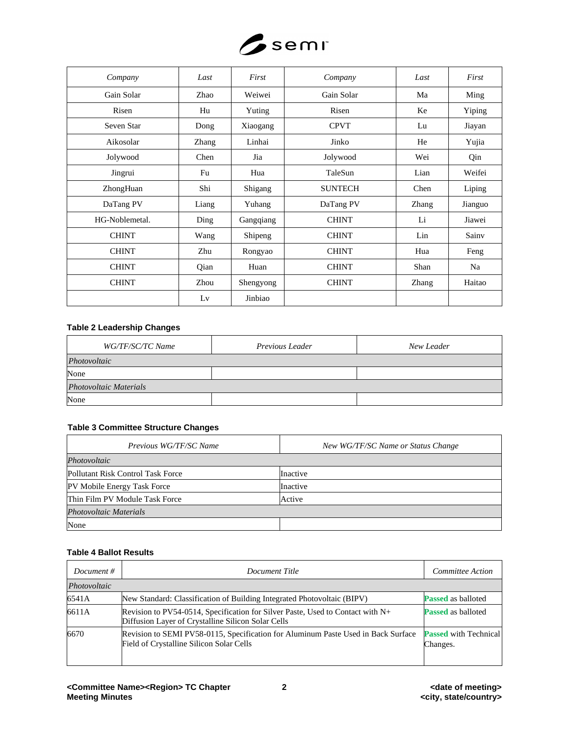| Company | Last | First | Company | Last | First |
|---|---|---|---|---|---|
| Gain Solar | Zhao | Weiwei | Gain Solar | Ma | Ming |
| Risen | Hu | Yuting | Risen | Ke | Yiping |
| Seven Star | Dong | Xiaogang | CPVT | Lu | Jiayan |
| Aikosolar | Zhang | Linhai | Jinko | He | Yujia |
| Jolywood | Chen | Jia | Jolywood | Wei | Qin |
| Jingrui | Fu | Hua | TaleSun | Lian | Weifei |
| ZhongHuan | Shi | Shigang | SUNTECH | Chen | Liping |
| DaTang PV | Liang | Yuhang | DaTang PV | Zhang | Jianguo |
| HG-Noblemetal. | Ding | Gangqiang | CHINT | Li | Jiawei |
| CHINT | Wang | Shipeng | CHINT | Lin | Sainv |
| CHINT | Zhu | Rongyao | CHINT | Hua | Feng |
| CHINT | Qian | Huan | CHINT | Shan | Na |
| CHINT | Zhou | Shengyong | CHINT | Zhang | Haitao |
| | Lv | Jinbiao | | | |

**Table 2 Leadership Changes**

| WG/TF/SC/TC Name | Previous Leader | New Leader |
|---|---|---|
| *Photovoltaic* | | |
| None | | |
| *Photovoltaic Materials* | | |
| None | | |

**Table 3 Committee Structure Changes**

| Previous WG/TF/SC Name | New WG/TF/SC Name or Status Change |
|---|---|
| *Photovoltaic* | |
| Pollutant Risk Control Task Force | Inactive |
| PV Mobile Energy Task Force | Inactive |
| Thin Film PV Module Task Force | Active |
| *Photovoltaic Materials* | |
| None | |

**Table 4 Ballot Results**

| Document # | Document Title | Committee Action |
|---|---|---|
| *Photovoltaic* | | |
| 6541A | New Standard: Classification of Building Integrated Photovoltaic (BIPV) | Passed as balloted |
| 6611A | Revision to PV54-0514, Specification for Silver Paste, Used to Contact with N+ Diffusion Layer of Crystalline Silicon Solar Cells | Passed as balloted |
| 6670 | Revision to SEMI PV58-0115, Specification for Aluminum Paste Used in Back Surface Field of Crystalline Silicon Solar Cells | Passed with Technical Changes. |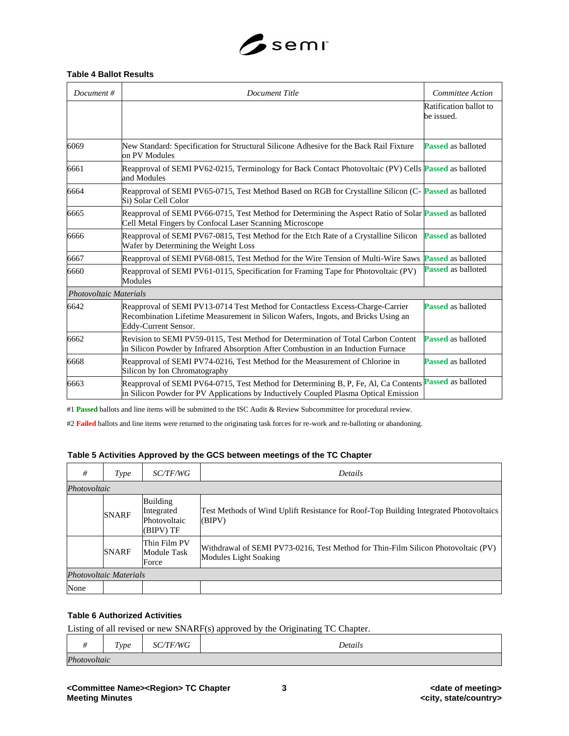**Table 4 Ballot Results**

| *Document #* | *Document Title* | *Committee Action* |
|---|---|---|
| | | Ratification ballot to be issued. |
| 6069 | New Standard: Specification for Structural Silicone Adhesive for the Back Rail Fixture on PV Modules | **Passed** as balloted |
| 6661 | Reapproval of SEMI PV62-0215, Terminology for Back Contact Photovoltaic (PV) Cells and Modules | **Passed** as balloted |
| 6664 | Reapproval of SEMI PV65-0715, Test Method Based on RGB for Crystalline Silicon (C-Si) Solar Cell Color | **Passed** as balloted |
| 6665 | Reapproval of SEMI PV66-0715, Test Method for Determining the Aspect Ratio of Solar Cell Metal Fingers by Confocal Laser Scanning Microscope | **Passed** as balloted |
| 6666 | Reapproval of SEMI PV67-0815, Test Method for the Etch Rate of a Crystalline Silicon Wafer by Determining the Weight Loss | **Passed** as balloted |
| 6667 | Reapproval of SEMI PV68-0815, Test Method for the Wire Tension of Multi-Wire Saws | **Passed** as balloted |
| 6660 | Reapproval of SEMI PV61-0115, Specification for Framing Tape for Photovoltaic (PV) Modules | **Passed** as balloted |
| *Photovoltaic Materials* | | |
| 6642 | Reapproval of SEMI PV13-0714 Test Method for Contactless Excess-Charge-Carrier Recombination Lifetime Measurement in Silicon Wafers, Ingots, and Bricks Using an Eddy-Current Sensor. | **Passed** as balloted |
| 6662 | Revision to SEMI PV59-0115, Test Method for Determination of Total Carbon Content in Silicon Powder by Infrared Absorption After Combustion in an Induction Furnace | **Passed** as balloted |
| 6668 | Reapproval of SEMI PV74-0216, Test Method for the Measurement of Chlorine in Silicon by Ion Chromatography | **Passed** as balloted |
| 6663 | Reapproval of SEMI PV64-0715, Test Method for Determining B, P, Fe, Al, Ca Contents in Silicon Powder for PV Applications by Inductively Coupled Plasma Optical Emission | **Passed** as balloted |

#1 **Passed** ballots and line items will be submitted to the ISC Audit & Review Subcommittee for procedural review.

#2 **Failed** ballots and line items were returned to the originating task forces for re-work and re-balloting or abandoning.

**Table 5 Activities Approved by the GCS between meetings of the TC Chapter**

| *#* | *Type* | *SC/TF/WG* | *Details* |
|---|---|---|---|
| *Photovoltaic* | | | |
| | SNARF | Building Integrated Photovoltaic (BIPV) TF | Test Methods of Wind Uplift Resistance for Roof-Top Building Integrated Photovoltaics (BIPV) |
| | SNARF | Thin Film PV Module Task Force | Withdrawal of SEMI PV73-0216, Test Method for Thin-Film Silicon Photovoltaic (PV) Modules Light Soaking |
| *Photovoltaic Materials* | | | |
| None | | | |

**Table 6 Authorized Activities**

Listing of all revised or new SNARF(s) approved by the Originating TC Chapter.

| *#* | *Type* | *SC/TF/WG* | *Details* |
|---|---|---|---|
| *Photovoltaic* | | | |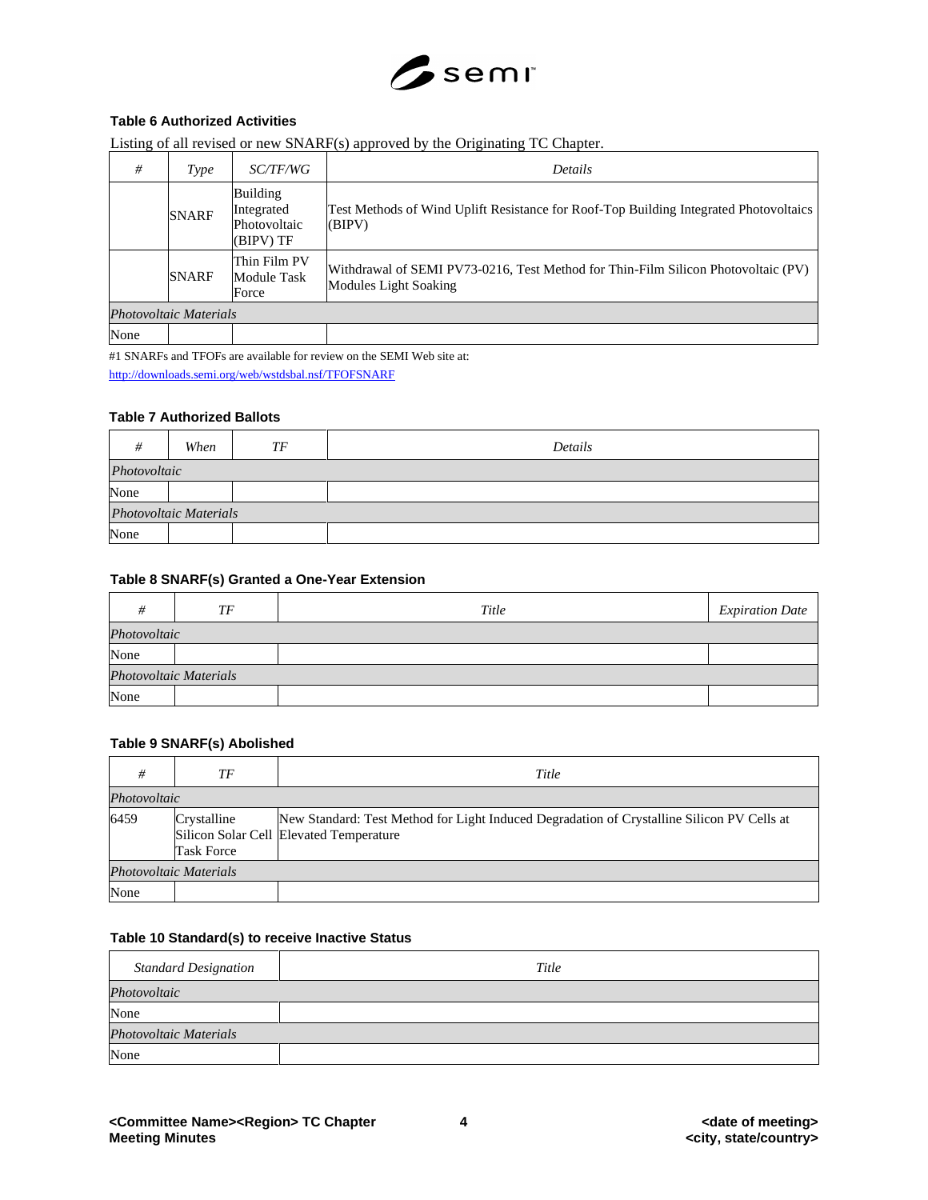**Table 6 Authorized Activities**

Listing of all revised or new SNARF(s) approved by the Originating TC Chapter.

| # | *Type* | *SC/TF/WG* | *Details* |
|---|---|---|---|
| | SNARF | Building Integrated Photovoltaic (BIPV) TF | Test Methods of Wind Uplift Resistance for Roof-Top Building Integrated Photovoltaics (BIPV) |
| | SNARF | Thin Film PV Module Task Force | Withdrawal of SEMI PV73-0216, Test Method for Thin-Film Silicon Photovoltaic (PV) Modules Light Soaking |
| *Photovoltaic Materials* | | | |
| None | | | |

#1 SNARFs and TFOFs are available for review on the SEMI Web site at:
http://downloads.semi.org/web/wstdsbal.nsf/TFOFSNARF

**Table 7 Authorized Ballots**

| # | *When* | *TF* | *Details* |
|---|---|---|---|
| *Photovoltaic* | | | |
| None | | | |
| *Photovoltaic Materials* | | | |
| None | | | |

**Table 8 SNARF(s) Granted a One-Year Extension**

| # | *TF* | *Title* | *Expiration Date* |
|---|---|---|---|
| *Photovoltaic* | | | |
| None | | | |
| *Photovoltaic Materials* | | | |
| None | | | |

**Table 9 SNARF(s) Abolished**

| # | *TF* | *Title* |
|---|---|---|
| *Photovoltaic* | | |
| 6459 | Crystalline Silicon Solar Cell Task Force | New Standard: Test Method for Light Induced Degradation of Crystalline Silicon PV Cells at Elevated Temperature |
| *Photovoltaic Materials* | | |
| None | | |

**Table 10 Standard(s) to receive Inactive Status**

| *Standard Designation* | *Title* |
|---|---|
| *Photovoltaic* | |
| None | |
| *Photovoltaic Materials* | |
| None | |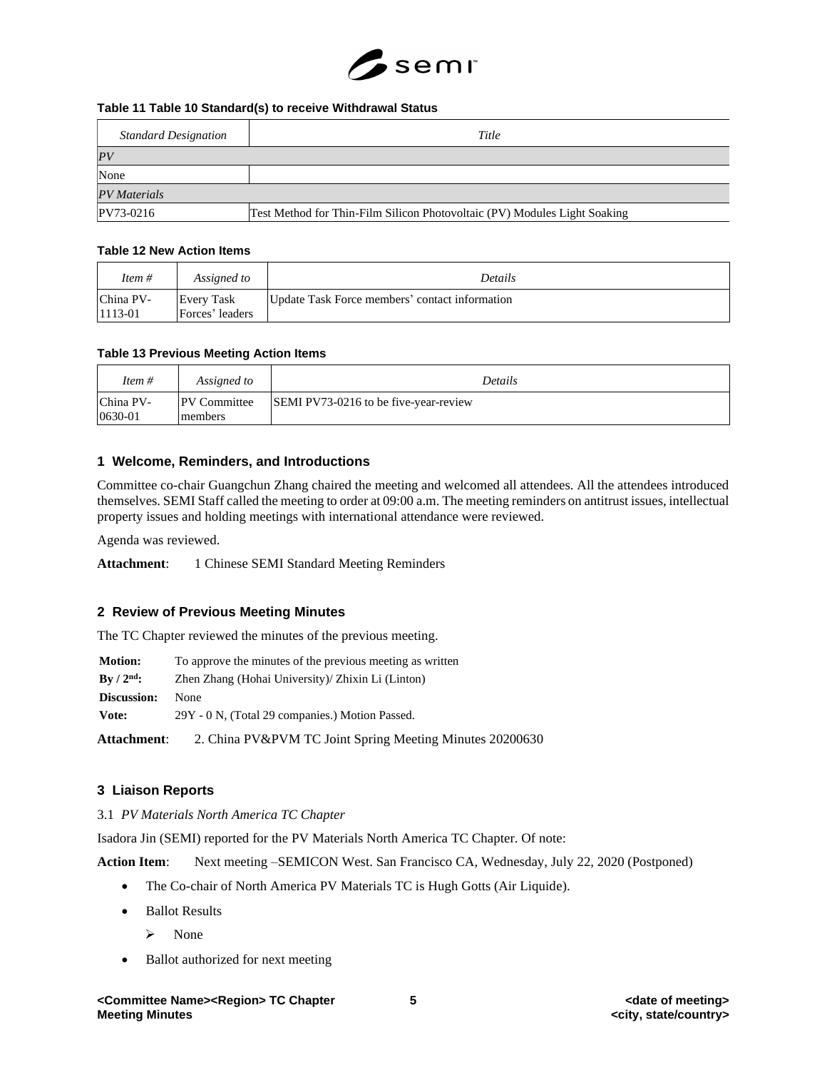**Table 11 Table 10 Standard(s) to receive Withdrawal Status**

| *Standard Designation* | *Title* |
|---|---|
| *PV* | |
| None | |
| *PV Materials* | |
| PV73-0216 | Test Method for Thin-Film Silicon Photovoltaic (PV) Modules Light Soaking |

**Table 12 New Action Items**

| *Item #* | *Assigned to* | *Details* |
|---|---|---|
| China PV-1113-01 | Every Task Forces' leaders | Update Task Force members' contact information |

**Table 13 Previous Meeting Action Items**

| *Item #* | *Assigned to* | *Details* |
|---|---|---|
| China PV-0630-01 | PV Committee members | SEMI PV73-0216 to be five-year-review |

## 1 Welcome, Reminders, and Introductions

Committee co-chair Guangchun Zhang chaired the meeting and welcomed all attendees. All the attendees introduced themselves. SEMI Staff called the meeting to order at 09:00 a.m. The meeting reminders on antitrust issues, intellectual property issues and holding meetings with international attendance were reviewed.

Agenda was reviewed.

**Attachment**: 1 Chinese SEMI Standard Meeting Reminders

## 2 Review of Previous Meeting Minutes

The TC Chapter reviewed the minutes of the previous meeting.

**Motion:** To approve the minutes of the previous meeting as written
**By / 2nd:** Zhen Zhang (Hohai University)/ Zhixin Li (Linton)
**Discussion:** None
**Vote:** 29Y - 0 N, (Total 29 companies.) Motion Passed.

**Attachment**: 2. China PV&PVM TC Joint Spring Meeting Minutes 20200630

## 3 Liaison Reports

3.1 *PV Materials North America TC Chapter*

Isadora Jin (SEMI) reported for the PV Materials North America TC Chapter. Of note:

**Action Item**: Next meeting –SEMICON West. San Francisco CA, Wednesday, July 22, 2020 (Postponed)

- The Co-chair of North America PV Materials TC is Hugh Gotts (Air Liquide).
- Ballot Results
  - None
- Ballot authorized for next meeting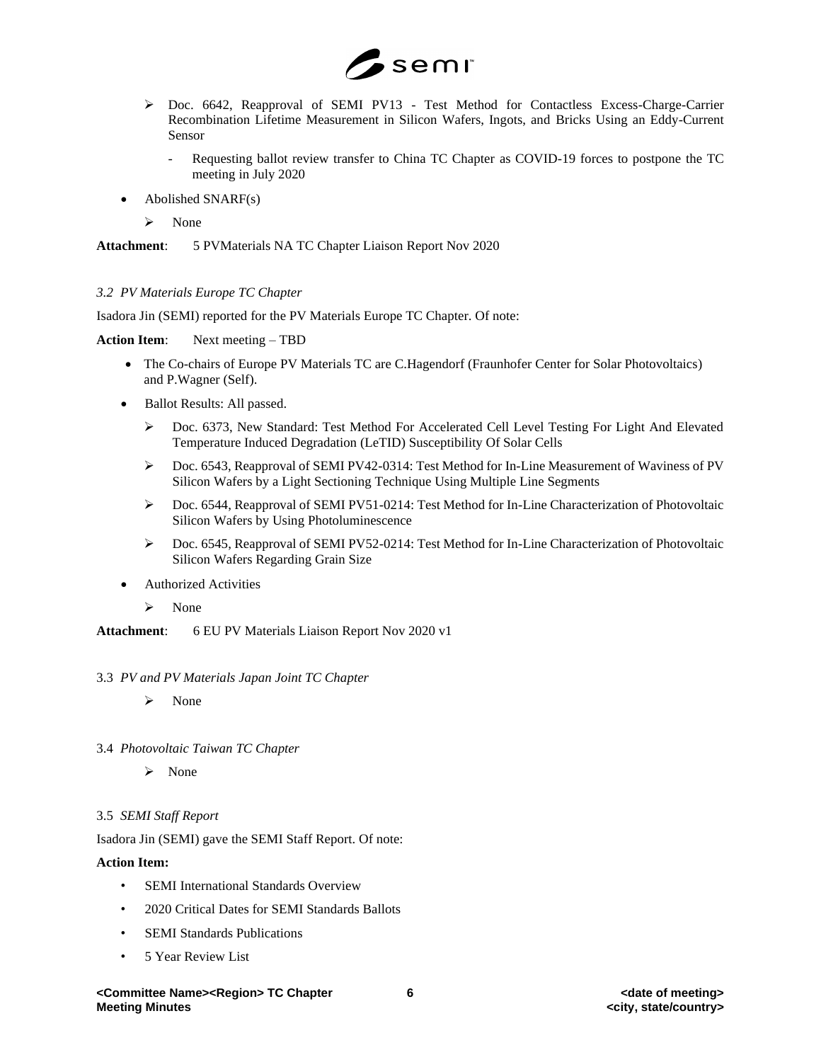- Doc. 6642, Reapproval of SEMI PV13 - Test Method for Contactless Excess-Charge-Carrier Recombination Lifetime Measurement in Silicon Wafers, Ingots, and Bricks Using an Eddy-Current Sensor
  - Requesting ballot review transfer to China TC Chapter as COVID-19 forces to postpone the TC meeting in July 2020

- Abolished SNARF(s)
  - None

**Attachment**: 5 PVMaterials NA TC Chapter Liaison Report Nov 2020

### *3.2 PV Materials Europe TC Chapter*

Isadora Jin (SEMI) reported for the PV Materials Europe TC Chapter. Of note:

**Action Item**: Next meeting – TBD

- The Co-chairs of Europe PV Materials TC are C.Hagendorf (Fraunhofer Center for Solar Photovoltaics) and P.Wagner (Self).
- Ballot Results: All passed.
  - Doc. 6373, New Standard: Test Method For Accelerated Cell Level Testing For Light And Elevated Temperature Induced Degradation (LeTID) Susceptibility Of Solar Cells
  - Doc. 6543, Reapproval of SEMI PV42-0314: Test Method for In-Line Measurement of Waviness of PV Silicon Wafers by a Light Sectioning Technique Using Multiple Line Segments
  - Doc. 6544, Reapproval of SEMI PV51-0214: Test Method for In-Line Characterization of Photovoltaic Silicon Wafers by Using Photoluminescence
  - Doc. 6545, Reapproval of SEMI PV52-0214: Test Method for In-Line Characterization of Photovoltaic Silicon Wafers Regarding Grain Size
- Authorized Activities
  - None

**Attachment**: 6 EU PV Materials Liaison Report Nov 2020 v1

### 3.3 *PV and PV Materials Japan Joint TC Chapter*

- None

### 3.4 *Photovoltaic Taiwan TC Chapter*

- None

### 3.5 *SEMI Staff Report*

Isadora Jin (SEMI) gave the SEMI Staff Report. Of note:

**Action Item:**

- SEMI International Standards Overview
- 2020 Critical Dates for SEMI Standards Ballots
- SEMI Standards Publications
- 5 Year Review List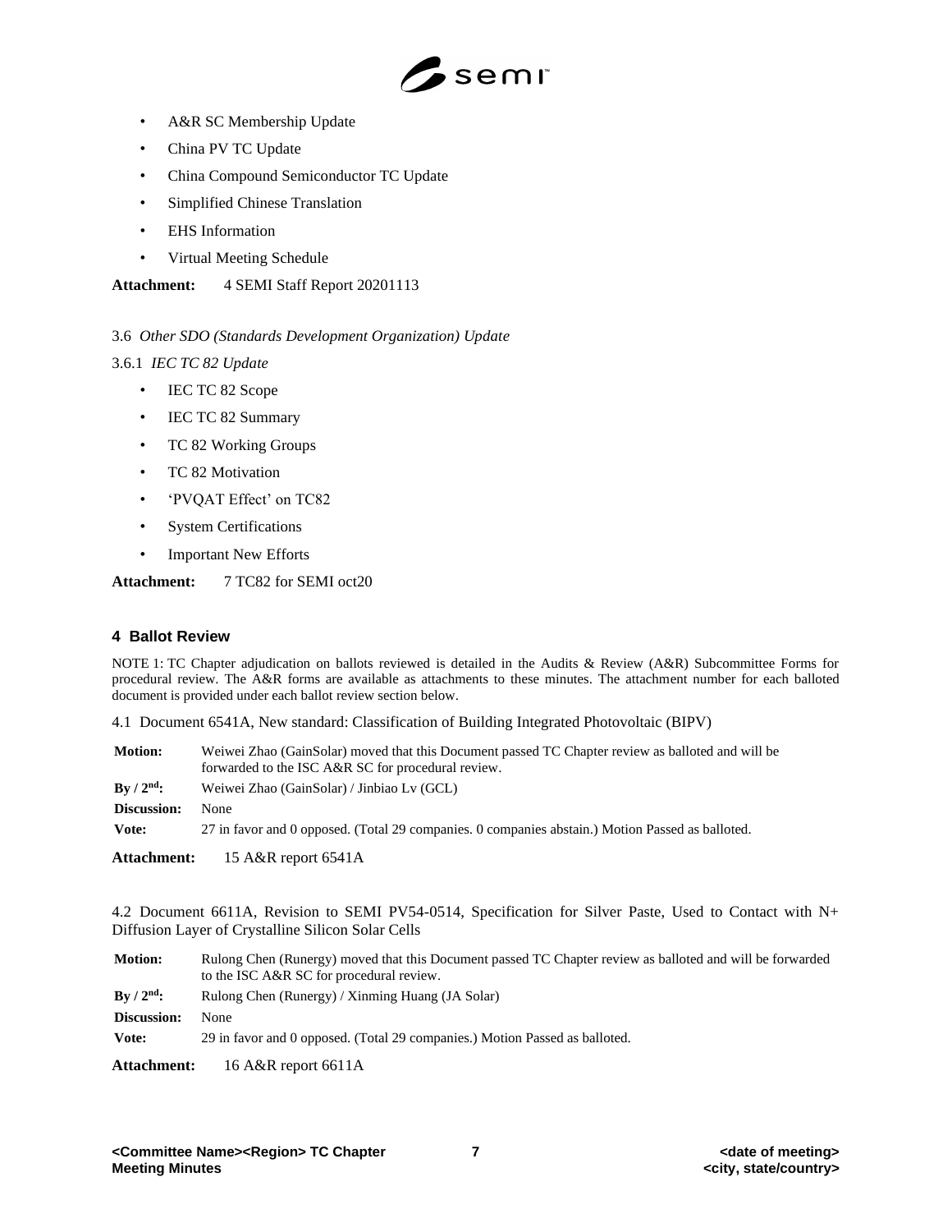- A&R SC Membership Update
- China PV TC Update
- China Compound Semiconductor TC Update
- Simplified Chinese Translation
- EHS Information
- Virtual Meeting Schedule

**Attachment:** 4 SEMI Staff Report 20201113

3.6 *Other SDO (Standards Development Organization) Update*

3.6.1 *IEC TC 82 Update*

- IEC TC 82 Scope
- IEC TC 82 Summary
- TC 82 Working Groups
- TC 82 Motivation
- 'PVQAT Effect' on TC82
- System Certifications
- Important New Efforts

**Attachment:** 7 TC82 for SEMI oct20

## 4 Ballot Review

NOTE 1: TC Chapter adjudication on ballots reviewed is detailed in the Audits & Review (A&R) Subcommittee Forms for procedural review. The A&R forms are available as attachments to these minutes. The attachment number for each balloted document is provided under each ballot review section below.

4.1 Document 6541A, New standard: Classification of Building Integrated Photovoltaic (BIPV)

| | |
|---|---|
| **Motion:** | Weiwei Zhao (GainSolar) moved that this Document passed TC Chapter review as balloted and will be forwarded to the ISC A&R SC for procedural review. |
| **By / 2nd:** | Weiwei Zhao (GainSolar) / Jinbiao Lv (GCL) |
| **Discussion:** | None |
| **Vote:** | 27 in favor and 0 opposed. (Total 29 companies. 0 companies abstain.) Motion Passed as balloted. |

**Attachment:** 15 A&R report 6541A

4.2 Document 6611A, Revision to SEMI PV54-0514, Specification for Silver Paste, Used to Contact with N+ Diffusion Layer of Crystalline Silicon Solar Cells

| | |
|---|---|
| **Motion:** | Rulong Chen (Runergy) moved that this Document passed TC Chapter review as balloted and will be forwarded to the ISC A&R SC for procedural review. |
| **By / 2nd:** | Rulong Chen (Runergy) / Xinming Huang (JA Solar) |
| **Discussion:** | None |
| **Vote:** | 29 in favor and 0 opposed. (Total 29 companies.) Motion Passed as balloted. |

**Attachment:** 16 A&R report 6611A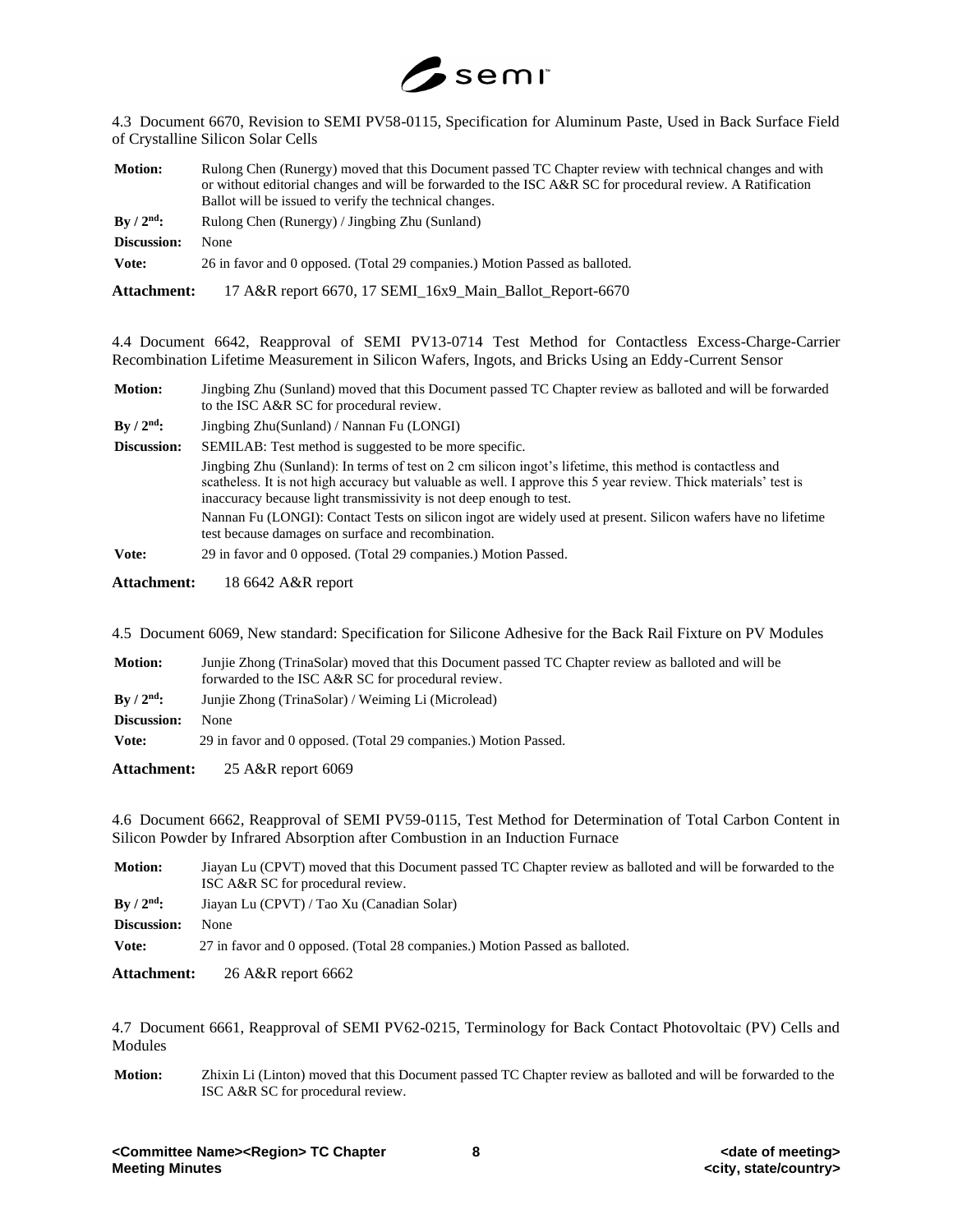4.3 Document 6670, Revision to SEMI PV58-0115, Specification for Aluminum Paste, Used in Back Surface Field of Crystalline Silicon Solar Cells

| | |
|---|---|
| **Motion:** | Rulong Chen (Runergy) moved that this Document passed TC Chapter review with technical changes and with or without editorial changes and will be forwarded to the ISC A&R SC for procedural review. A Ratification Ballot will be issued to verify the technical changes. |
| **By / 2nd:** | Rulong Chen (Runergy) / Jingbing Zhu (Sunland) |
| **Discussion:** | None |
| **Vote:** | 26 in favor and 0 opposed. (Total 29 companies.) Motion Passed as balloted. |

**Attachment:** 17 A&R report 6670, 17 SEMI_16x9_Main_Ballot_Report-6670

4.4 Document 6642, Reapproval of SEMI PV13-0714 Test Method for Contactless Excess-Charge-Carrier Recombination Lifetime Measurement in Silicon Wafers, Ingots, and Bricks Using an Eddy-Current Sensor

| | |
|---|---|
| **Motion:** | Jingbing Zhu (Sunland) moved that this Document passed TC Chapter review as balloted and will be forwarded to the ISC A&R SC for procedural review. |
| **By / 2nd:** | Jingbing Zhu(Sunland) / Nannan Fu (LONGI) |
| **Discussion:** | SEMILAB: Test method is suggested to be more specific.<br>Jingbing Zhu (Sunland): In terms of test on 2 cm silicon ingot's lifetime, this method is contactless and scatheless. It is not high accuracy but valuable as well. I approve this 5 year review. Thick materials' test is inaccuracy because light transmissivity is not deep enough to test.<br>Nannan Fu (LONGI): Contact Tests on silicon ingot are widely used at present. Silicon wafers have no lifetime test because damages on surface and recombination. |
| **Vote:** | 29 in favor and 0 opposed. (Total 29 companies.) Motion Passed. |

**Attachment:** 18 6642 A&R report

4.5 Document 6069, New standard: Specification for Silicone Adhesive for the Back Rail Fixture on PV Modules

| | |
|---|---|
| **Motion:** | Junjie Zhong (TrinaSolar) moved that this Document passed TC Chapter review as balloted and will be forwarded to the ISC A&R SC for procedural review. |
| **By / 2nd:** | Junjie Zhong (TrinaSolar) / Weiming Li (Microlead) |
| **Discussion:** | None |
| **Vote:** | 29 in favor and 0 opposed. (Total 29 companies.) Motion Passed. |

**Attachment:** 25 A&R report 6069

4.6 Document 6662, Reapproval of SEMI PV59-0115, Test Method for Determination of Total Carbon Content in Silicon Powder by Infrared Absorption after Combustion in an Induction Furnace

| | |
|---|---|
| **Motion:** | Jiayan Lu (CPVT) moved that this Document passed TC Chapter review as balloted and will be forwarded to the ISC A&R SC for procedural review. |
| **By / 2nd:** | Jiayan Lu (CPVT) / Tao Xu (Canadian Solar) |
| **Discussion:** | None |
| **Vote:** | 27 in favor and 0 opposed. (Total 28 companies.) Motion Passed as balloted. |

**Attachment:** 26 A&R report 6662

4.7 Document 6661, Reapproval of SEMI PV62-0215, Terminology for Back Contact Photovoltaic (PV) Cells and Modules

| | |
|---|---|
| **Motion:** | Zhixin Li (Linton) moved that this Document passed TC Chapter review as balloted and will be forwarded to the ISC A&R SC for procedural review. |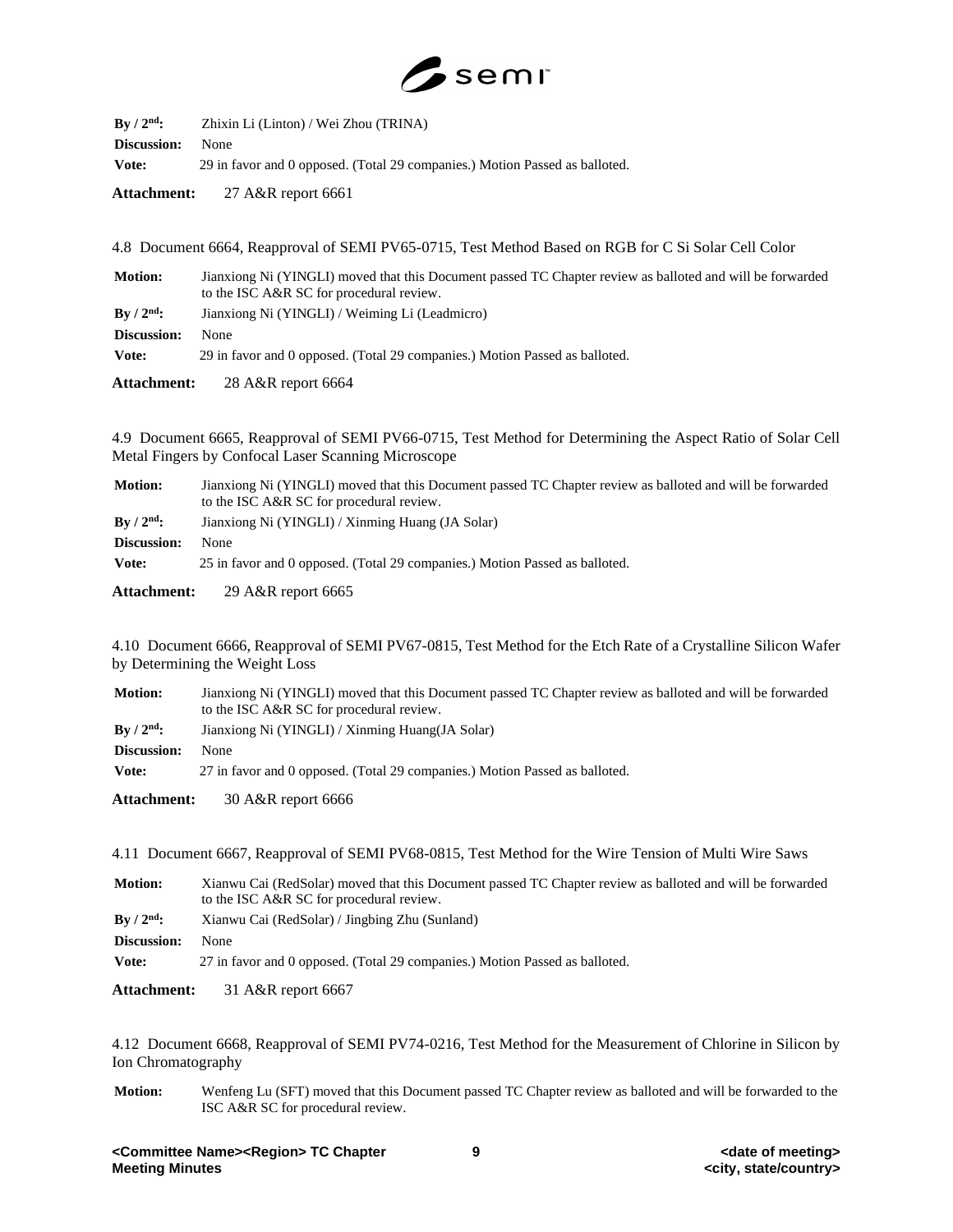**By / 2nd:** Zhixin Li (Linton) / Wei Zhou (TRINA)

**Discussion:** None

**Vote:** 29 in favor and 0 opposed. (Total 29 companies.) Motion Passed as balloted.

**Attachment:** 27 A&R report 6661

4.8 Document 6664, Reapproval of SEMI PV65-0715, Test Method Based on RGB for C Si Solar Cell Color

**Motion:** Jianxiong Ni (YINGLI) moved that this Document passed TC Chapter review as balloted and will be forwarded to the ISC A&R SC for procedural review.

**By / 2nd:** Jianxiong Ni (YINGLI) / Weiming Li (Leadmicro)

**Discussion:** None

**Vote:** 29 in favor and 0 opposed. (Total 29 companies.) Motion Passed as balloted.

**Attachment:** 28 A&R report 6664

4.9 Document 6665, Reapproval of SEMI PV66-0715, Test Method for Determining the Aspect Ratio of Solar Cell Metal Fingers by Confocal Laser Scanning Microscope

**Motion:** Jianxiong Ni (YINGLI) moved that this Document passed TC Chapter review as balloted and will be forwarded to the ISC A&R SC for procedural review.

**By / 2nd:** Jianxiong Ni (YINGLI) / Xinming Huang (JA Solar)

**Discussion:** None

**Vote:** 25 in favor and 0 opposed. (Total 29 companies.) Motion Passed as balloted.

**Attachment:** 29 A&R report 6665

4.10 Document 6666, Reapproval of SEMI PV67-0815, Test Method for the Etch Rate of a Crystalline Silicon Wafer by Determining the Weight Loss

**Motion:** Jianxiong Ni (YINGLI) moved that this Document passed TC Chapter review as balloted and will be forwarded to the ISC A&R SC for procedural review.

**By / 2nd:** Jianxiong Ni (YINGLI) / Xinming Huang(JA Solar)

**Discussion:** None

**Vote:** 27 in favor and 0 opposed. (Total 29 companies.) Motion Passed as balloted.

**Attachment:** 30 A&R report 6666

4.11 Document 6667, Reapproval of SEMI PV68-0815, Test Method for the Wire Tension of Multi Wire Saws

**Motion:** Xianwu Cai (RedSolar) moved that this Document passed TC Chapter review as balloted and will be forwarded to the ISC A&R SC for procedural review.

**By / 2nd:** Xianwu Cai (RedSolar) / Jingbing Zhu (Sunland)

**Discussion:** None

**Vote:** 27 in favor and 0 opposed. (Total 29 companies.) Motion Passed as balloted.

**Attachment:** 31 A&R report 6667

4.12 Document 6668, Reapproval of SEMI PV74-0216, Test Method for the Measurement of Chlorine in Silicon by Ion Chromatography

**Motion:** Wenfeng Lu (SFT) moved that this Document passed TC Chapter review as balloted and will be forwarded to the ISC A&R SC for procedural review.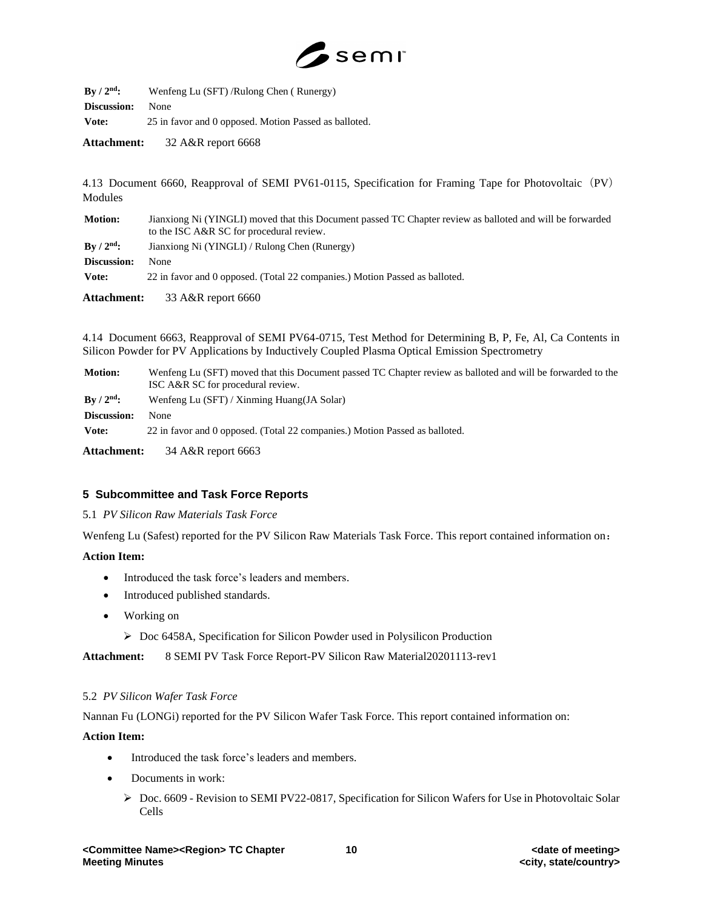| | |
|---|---|
| **By / 2nd:** | Wenfeng Lu (SFT) /Rulong Chen ( Runergy) |
| **Discussion:** | None |
| **Vote:** | 25 in favor and 0 opposed. Motion Passed as balloted. |

**Attachment:** 32 A&R report 6668

4.13 Document 6660, Reapproval of SEMI PV61-0115, Specification for Framing Tape for Photovoltaic（PV）Modules

| | |
|---|---|
| **Motion:** | Jianxiong Ni (YINGLI) moved that this Document passed TC Chapter review as balloted and will be forwarded to the ISC A&R SC for procedural review. |
| **By / 2nd:** | Jianxiong Ni (YINGLI) / Rulong Chen (Runergy) |
| **Discussion:** | None |
| **Vote:** | 22 in favor and 0 opposed. (Total 22 companies.) Motion Passed as balloted. |

**Attachment:** 33 A&R report 6660

4.14 Document 6663, Reapproval of SEMI PV64-0715, Test Method for Determining B, P, Fe, Al, Ca Contents in Silicon Powder for PV Applications by Inductively Coupled Plasma Optical Emission Spectrometry

| | |
|---|---|
| **Motion:** | Wenfeng Lu (SFT) moved that this Document passed TC Chapter review as balloted and will be forwarded to the ISC A&R SC for procedural review. |
| **By / 2nd:** | Wenfeng Lu (SFT) / Xinming Huang(JA Solar) |
| **Discussion:** | None |
| **Vote:** | 22 in favor and 0 opposed. (Total 22 companies.) Motion Passed as balloted. |

**Attachment:** 34 A&R report 6663

## 5 Subcommittee and Task Force Reports

5.1 *PV Silicon Raw Materials Task Force*

Wenfeng Lu (Safest) reported for the PV Silicon Raw Materials Task Force. This report contained information on：

**Action Item:**

- Introduced the task force’s leaders and members.
- Introduced published standards.
- Working on
  - Doc 6458A, Specification for Silicon Powder used in Polysilicon Production

**Attachment:** 8 SEMI PV Task Force Report-PV Silicon Raw Material20201113-rev1

5.2 *PV Silicon Wafer Task Force*

Nannan Fu (LONGi) reported for the PV Silicon Wafer Task Force. This report contained information on:

**Action Item:**

- Introduced the task force’s leaders and members.
- Documents in work:
  - Doc. 6609 - Revision to SEMI PV22-0817, Specification for Silicon Wafers for Use in Photovoltaic Solar Cells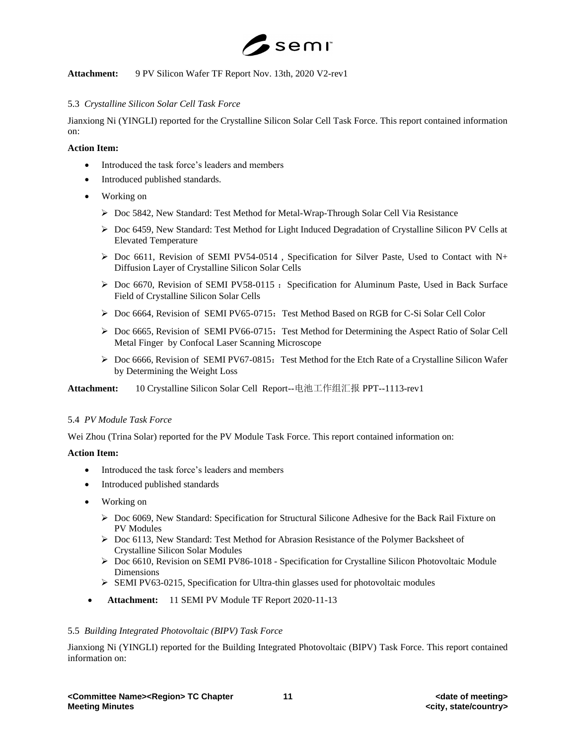**Attachment:** 9 PV Silicon Wafer TF Report Nov. 13th, 2020 V2-rev1

5.3 *Crystalline Silicon Solar Cell Task Force*

Jianxiong Ni (YINGLI) reported for the Crystalline Silicon Solar Cell Task Force. This report contained information on:

**Action Item:**

- Introduced the task force's leaders and members
- Introduced published standards.
- Working on
  - Doc 5842, New Standard: Test Method for Metal-Wrap-Through Solar Cell Via Resistance
  - Doc 6459, New Standard: Test Method for Light Induced Degradation of Crystalline Silicon PV Cells at Elevated Temperature
  - Doc 6611, Revision of SEMI PV54-0514 , Specification for Silver Paste, Used to Contact with N+ Diffusion Layer of Crystalline Silicon Solar Cells
  - Doc 6670, Revision of SEMI PV58-0115 ：Specification for Aluminum Paste, Used in Back Surface Field of Crystalline Silicon Solar Cells
  - Doc 6664, Revision of SEMI PV65-0715：Test Method Based on RGB for C-Si Solar Cell Color
  - Doc 6665, Revision of SEMI PV66-0715：Test Method for Determining the Aspect Ratio of Solar Cell Metal Finger by Confocal Laser Scanning Microscope
  - Doc 6666, Revision of SEMI PV67-0815：Test Method for the Etch Rate of a Crystalline Silicon Wafer by Determining the Weight Loss

**Attachment:** 10 Crystalline Silicon Solar Cell Report--电池工作组汇报 PPT--1113-rev1

5.4 *PV Module Task Force*

Wei Zhou (Trina Solar) reported for the PV Module Task Force. This report contained information on:

**Action Item:**

- Introduced the task force's leaders and members
- Introduced published standards
- Working on
  - Doc 6069, New Standard: Specification for Structural Silicone Adhesive for the Back Rail Fixture on PV Modules
  - Doc 6113, New Standard: Test Method for Abrasion Resistance of the Polymer Backsheet of Crystalline Silicon Solar Modules
  - Doc 6610, Revision on SEMI PV86-1018 - Specification for Crystalline Silicon Photovoltaic Module Dimensions
  - SEMI PV63-0215, Specification for Ultra-thin glasses used for photovoltaic modules
- **Attachment:** 11 SEMI PV Module TF Report 2020-11-13

5.5 *Building Integrated Photovoltaic (BIPV) Task Force*

Jianxiong Ni (YINGLI) reported for the Building Integrated Photovoltaic (BIPV) Task Force. This report contained information on: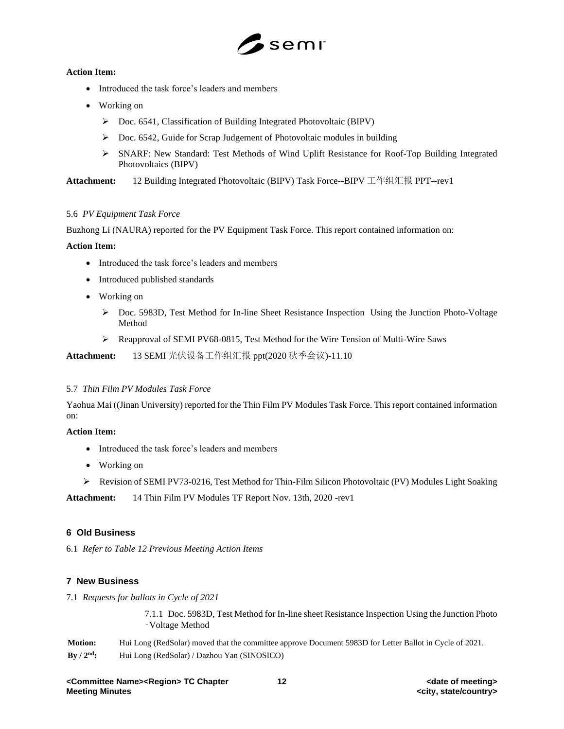**Action Item:**

- Introduced the task force's leaders and members
- Working on
  - Doc. 6541, Classification of Building Integrated Photovoltaic (BIPV)
  - Doc. 6542, Guide for Scrap Judgement of Photovoltaic modules in building
  - SNARF: New Standard: Test Methods of Wind Uplift Resistance for Roof-Top Building Integrated Photovoltaics (BIPV)

**Attachment:** 12 Building Integrated Photovoltaic (BIPV) Task Force--BIPV 工作组汇报 PPT--rev1

5.6 *PV Equipment Task Force*

Buzhong Li (NAURA) reported for the PV Equipment Task Force. This report contained information on:

**Action Item:**

- Introduced the task force's leaders and members
- Introduced published standards
- Working on
  - Doc. 5983D, Test Method for In-line Sheet Resistance Inspection Using the Junction Photo-Voltage Method
  - Reapproval of SEMI PV68-0815, Test Method for the Wire Tension of Multi-Wire Saws

**Attachment:** 13 SEMI 光伏设备工作组汇报 ppt(2020 秋季会议)-11.10

5.7 *Thin Film PV Modules Task Force*

Yaohua Mai ((Jinan University) reported for the Thin Film PV Modules Task Force. This report contained information on:

**Action Item:**

- Introduced the task force's leaders and members
- Working on
  - Revision of SEMI PV73-0216, Test Method for Thin-Film Silicon Photovoltaic (PV) Modules Light Soaking

**Attachment:** 14 Thin Film PV Modules TF Report Nov. 13th, 2020 -rev1

## 6 Old Business

6.1 *Refer to Table 12 Previous Meeting Action Items*

## 7 New Business

7.1 *Requests for ballots in Cycle of 2021*

7.1.1 Doc. 5983D, Test Method for In-line sheet Resistance Inspection Using the Junction Photo‐Voltage Method

**Motion:** Hui Long (RedSolar) moved that the committee approve Document 5983D for Letter Ballot in Cycle of 2021.

**By / 2nd:** Hui Long (RedSolar) / Dazhou Yan (SINOSICO)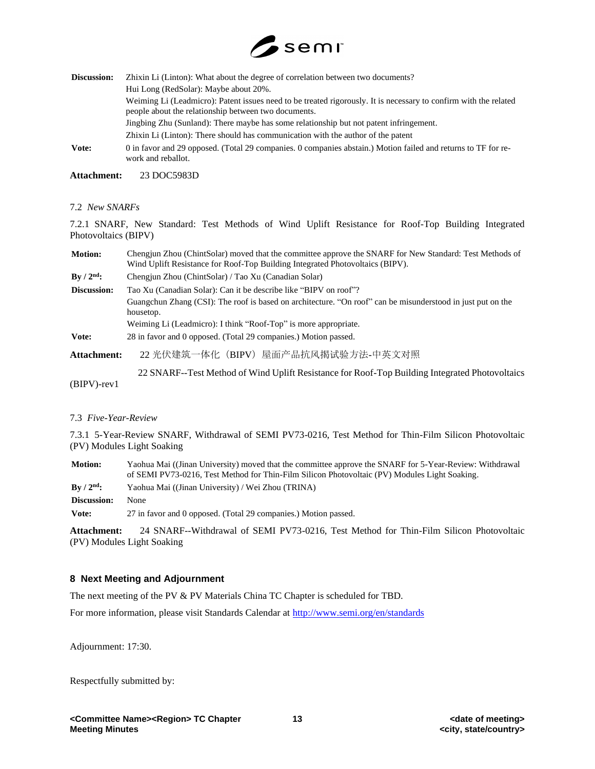| | |
|---|---|
| **Discussion:** | Zhixin Li (Linton): What about the degree of correlation between two documents? |
| | Hui Long (RedSolar): Maybe about 20%. |
| | Weiming Li (Leadmicro): Patent issues need to be treated rigorously. It is necessary to confirm with the related people about the relationship between two documents. |
| | Jingbing Zhu (Sunland): There maybe has some relationship but not patent infringement. |
| | Zhixin Li (Linton): There should has communication with the author of the patent |
| **Vote:** | 0 in favor and 29 opposed. (Total 29 companies. 0 companies abstain.) Motion failed and returns to TF for re-work and reballot. |

**Attachment:** 23 DOC5983D

7.2 *New SNARFs*

7.2.1 SNARF, New Standard: Test Methods of Wind Uplift Resistance for Roof-Top Building Integrated Photovoltaics (BIPV)

| | |
|---|---|
| **Motion:** | Chengjun Zhou (ChintSolar) moved that the committee approve the SNARF for New Standard: Test Methods of Wind Uplift Resistance for Roof-Top Building Integrated Photovoltaics (BIPV). |
| **By / 2nd:** | Chengjun Zhou (ChintSolar) / Tao Xu (Canadian Solar) |
| **Discussion:** | Tao Xu (Canadian Solar): Can it be describe like "BIPV on roof"? |
| | Guangchun Zhang (CSI): The roof is based on architecture. "On roof" can be misunderstood in just put on the housetop. |
| | Weiming Li (Leadmicro): I think "Roof-Top" is more appropriate. |
| **Vote:** | 28 in favor and 0 opposed. (Total 29 companies.) Motion passed. |

**Attachment:** 22 光伏建筑一体化（BIPV）屋面产品抗风揭试验方法-中英文对照

22 SNARF--Test Method of Wind Uplift Resistance for Roof-Top Building Integrated Photovoltaics (BIPV)-rev1

7.3 *Five-Year-Review*

7.3.1 5-Year-Review SNARF, Withdrawal of SEMI PV73-0216, Test Method for Thin-Film Silicon Photovoltaic (PV) Modules Light Soaking

| | |
|---|---|
| **Motion:** | Yaohua Mai ((Jinan University) moved that the committee approve the SNARF for 5-Year-Review: Withdrawal of SEMI PV73-0216, Test Method for Thin-Film Silicon Photovoltaic (PV) Modules Light Soaking. |
| **By / 2nd:** | Yaohua Mai ((Jinan University) / Wei Zhou (TRINA) |
| **Discussion:** | None |
| **Vote:** | 27 in favor and 0 opposed. (Total 29 companies.) Motion passed. |

**Attachment:** 24 SNARF--Withdrawal of SEMI PV73-0216, Test Method for Thin-Film Silicon Photovoltaic (PV) Modules Light Soaking

## 8 Next Meeting and Adjournment

The next meeting of the PV & PV Materials China TC Chapter is scheduled for TBD.

For more information, please visit Standards Calendar at http://www.semi.org/en/standards

Adjournment: 17:30.

Respectfully submitted by: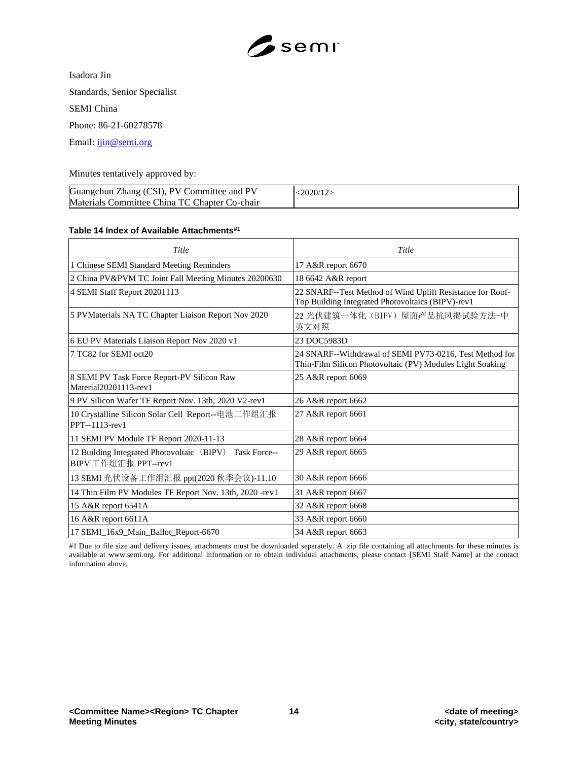Isadora Jin

Standards, Senior Specialist

SEMI China

Phone: 86-21-60278578

Email: ijin@semi.org

Minutes tentatively approved by:

| | |
|---|---|
| Guangchun Zhang (CSI), PV Committee and PV Materials Committee China TC Chapter Co-chair | <2020/12> |

**Table 14 Index of Available Attachments**[#1]

| *Title* | *Title* |
|---|---|
| 1 Chinese SEMI Standard Meeting Reminders | 17 A&R report 6670 |
| 2 China PV&PVM TC Joint Fall Meeting Minutes 20200630 | 18 6642 A&R report |
| 4 SEMI Staff Report 20201113 | 22 SNARF--Test Method of Wind Uplift Resistance for Roof-Top Building Integrated Photovoltaics (BIPV)-rev1 |
| 5 PVMaterials NA TC Chapter Liaison Report Nov 2020 | 22 光伏建筑一体化（BIPV）屋面产品抗风揭试验方法-中英文对照 |
| 6 EU PV Materials Liaison Report Nov 2020 v1 | 23 DOC5983D |
| 7 TC82 for SEMI oct20 | 24 SNARF--Withdrawal of SEMI PV73-0216, Test Method for Thin-Film Silicon Photovoltaic (PV) Modules Light Soaking |
| 8 SEMI PV Task Force Report-PV Silicon Raw Material20201113-rev1 | 25 A&R report 6069 |
| 9 PV Silicon Wafer TF Report Nov. 13th, 2020 V2-rev1 | 26 A&R report 6662 |
| 10 Crystalline Silicon Solar Cell Report--电池工作组汇报PPT--1113-rev1 | 27 A&R report 6661 |
| 11 SEMI PV Module TF Report 2020-11-13 | 28 A&R report 6664 |
| 12 Building Integrated Photovoltaic（BIPV） Task Force--BIPV 工作组汇报 PPT--rev1 | 29 A&R report 6665 |
| 13 SEMI 光伏设备工作组汇报 ppt(2020 秋季会议)-11.10 | 30 A&R report 6666 |
| 14 Thin Film PV Modules TF Report Nov. 13th, 2020 -rev1 | 31 A&R report 6667 |
| 15 A&R report 6541A | 32 A&R report 6668 |
| 16 A&R report 6611A | 33 A&R report 6660 |
| 17 SEMI_16x9_Main_Ballot_Report-6670 | 34 A&R report 6663 |

#1 Due to file size and delivery issues, attachments must be downloaded separately. A .zip file containing all attachments for these minutes is available at www.semi.org. For additional information or to obtain individual attachments, please contact [SEMI Staff Name] at the contact information above.